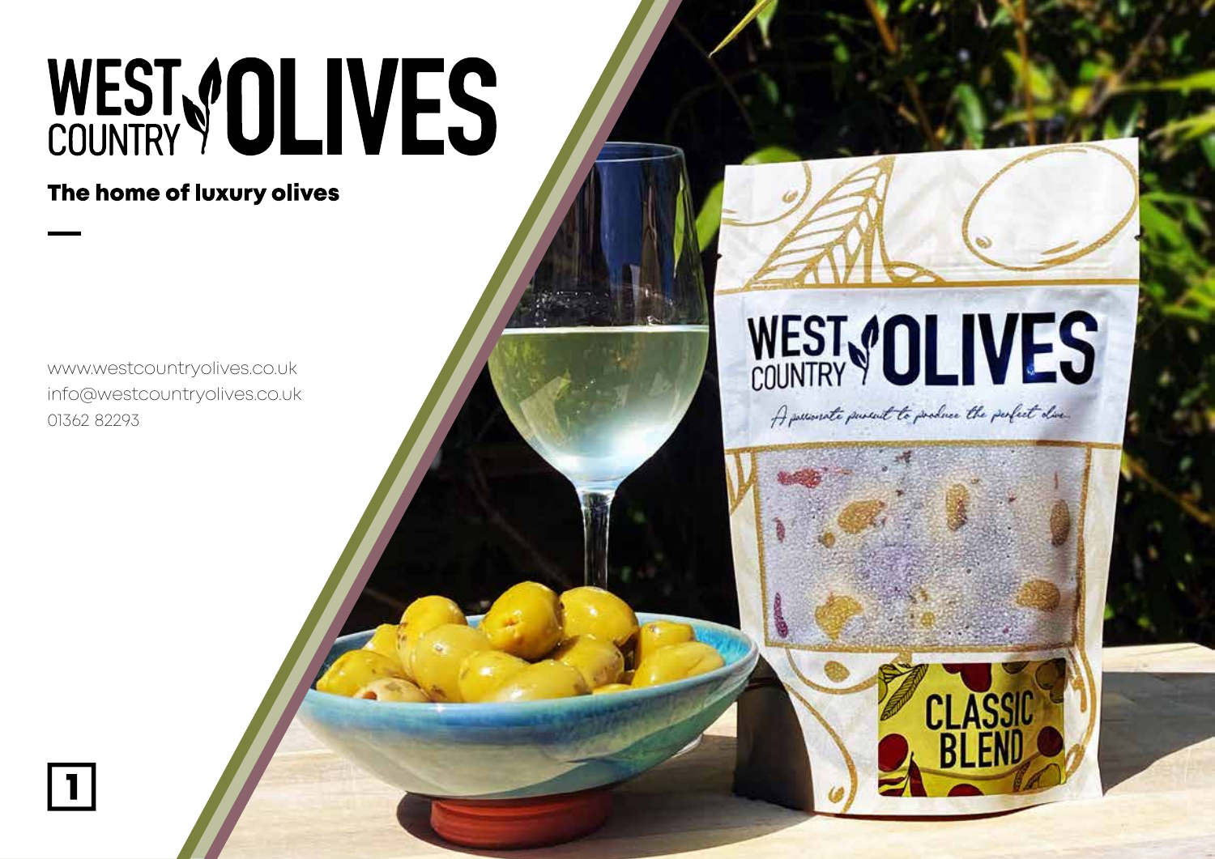# WEST COUNTRY OLIVES

**The home of luxury olives**

www.westcountryolives.co.uk
info@westcountryolives.co.uk
01362 82293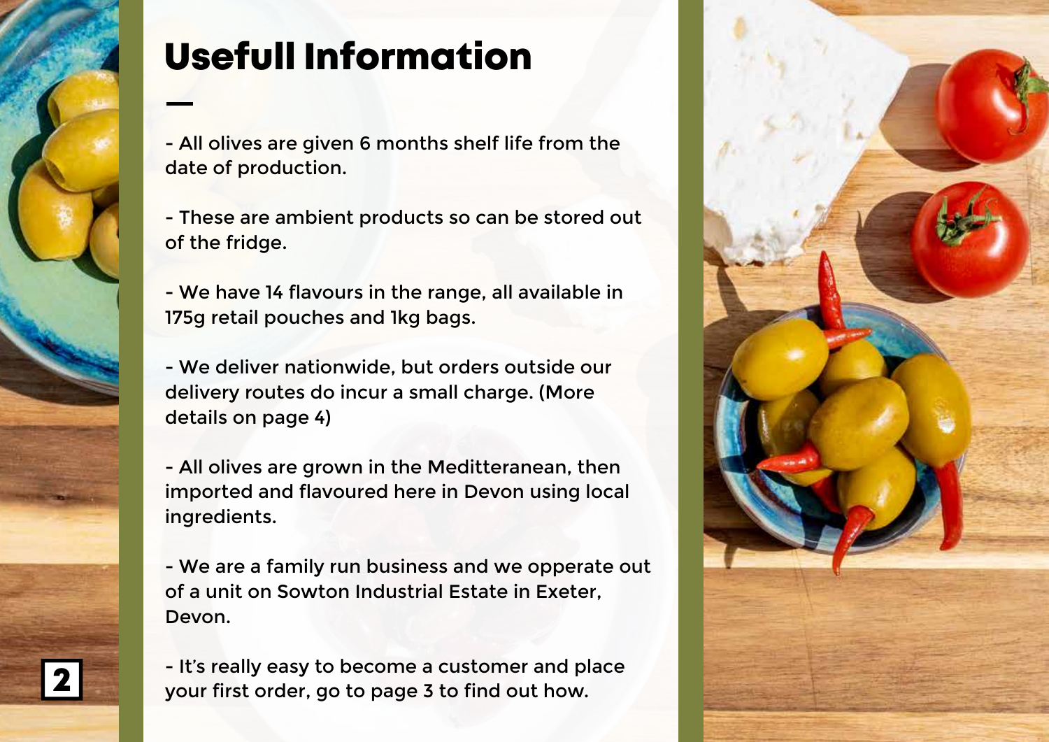# Usefull Information

- All olives are given 6 months shelf life from the date of production.

- These are ambient products so can be stored out of the fridge.

- We have 14 flavours in the range, all available in 175g retail pouches and 1kg bags.

- We deliver nationwide, but orders outside our delivery routes do incur a small charge. (More details on page 4)

- All olives are grown in the Meditteranean, then imported and flavoured here in Devon using local ingredients.

- We are a family run business and we opperate out of a unit on Sowton Industrial Estate in Exeter, Devon.

- It's really easy to become a customer and place your first order, go to page 3 to find out how.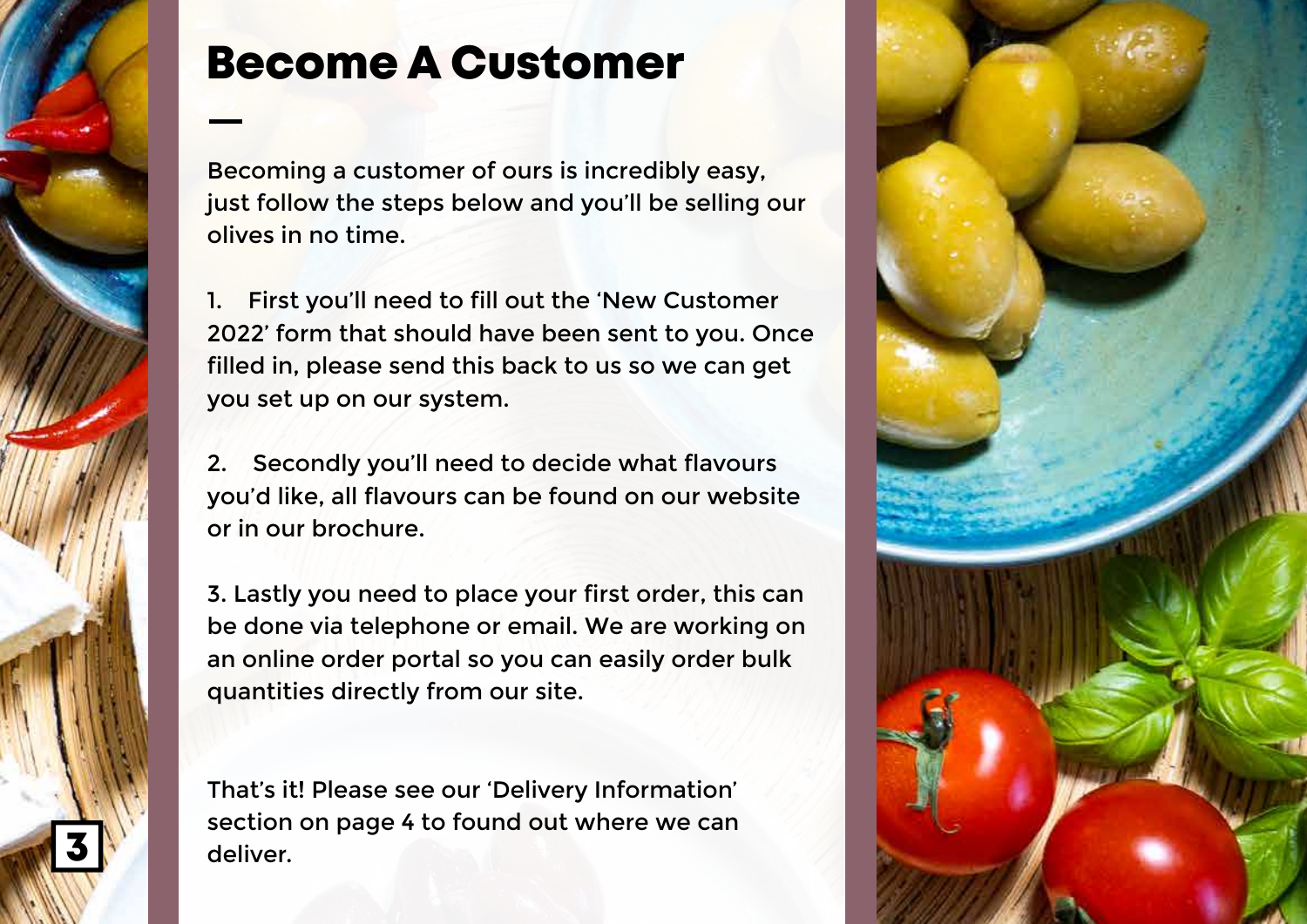# Become A Customer

Becoming a customer of ours is incredibly easy, just follow the steps below and you'll be selling our olives in no time.

1. First you'll need to fill out the 'New Customer 2022' form that should have been sent to you. Once filled in, please send this back to us so we can get you set up on our system.

2. Secondly you'll need to decide what flavours you'd like, all flavours can be found on our website or in our brochure.

3. Lastly you need to place your first order, this can be done via telephone or email. We are working on an online order portal so you can easily order bulk quantities directly from our site.

That's it! Please see our 'Delivery Information' section on page 4 to found out where we can deliver.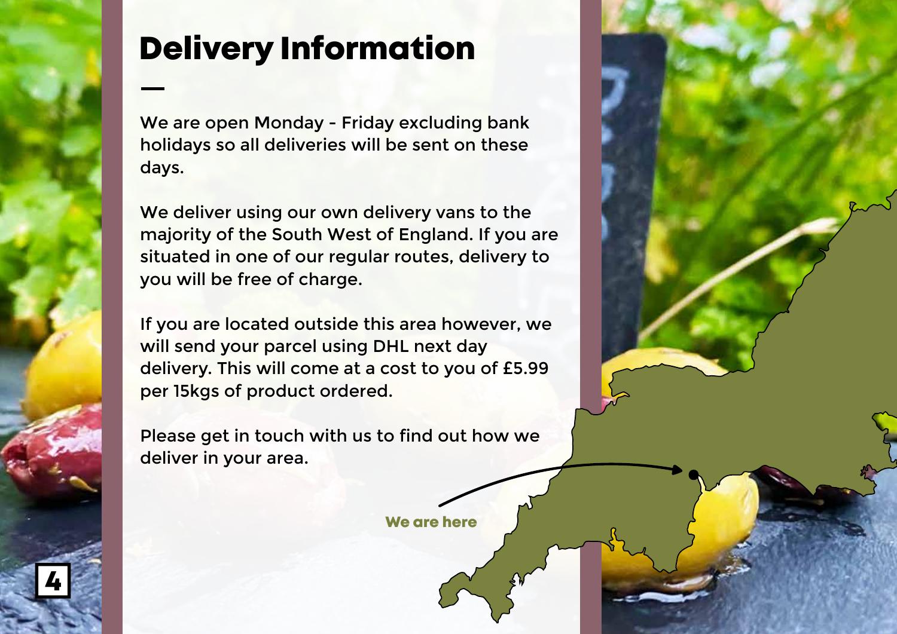# Delivery Information

We are open Monday - Friday excluding bank holidays so all deliveries will be sent on these days.

We deliver using our own delivery vans to the majority of the South West of England. If you are situated in one of our regular routes, delivery to you will be free of charge.

If you are located outside this area however, we will send your parcel using DHL next day delivery. This will come at a cost to you of £5.99 per 15kgs of product ordered.

Please get in touch with us to find out how we deliver in your area.

We are here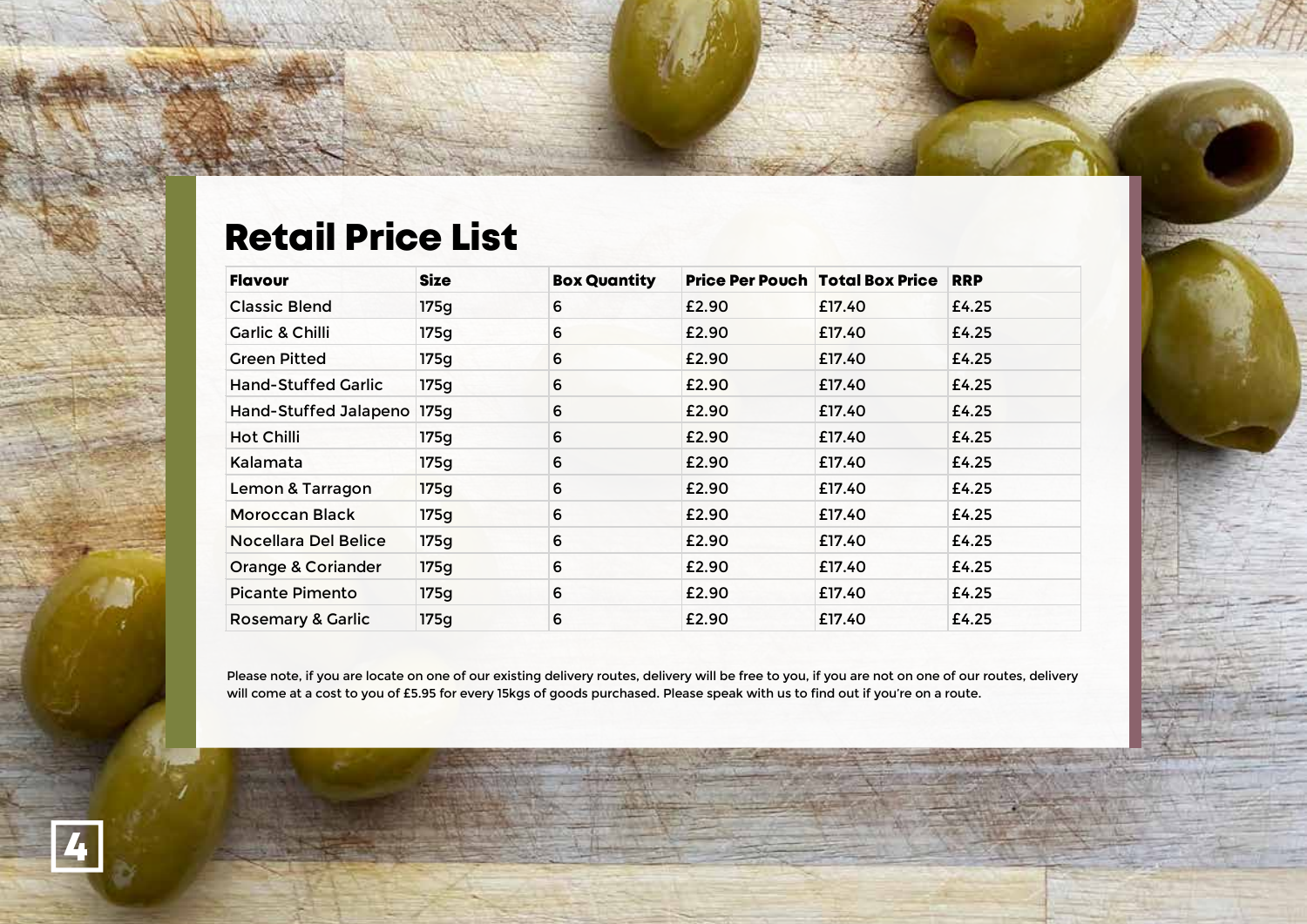# Retail Price List

| Flavour | Size | Box Quantity | Price Per Pouch | Total Box Price | RRP |
|---|---|---|---|---|---|
| Classic Blend | 175g | 6 | £2.90 | £17.40 | £4.25 |
| Garlic & Chilli | 175g | 6 | £2.90 | £17.40 | £4.25 |
| Green Pitted | 175g | 6 | £2.90 | £17.40 | £4.25 |
| Hand-Stuffed Garlic | 175g | 6 | £2.90 | £17.40 | £4.25 |
| Hand-Stuffed Jalapeno | 175g | 6 | £2.90 | £17.40 | £4.25 |
| Hot Chilli | 175g | 6 | £2.90 | £17.40 | £4.25 |
| Kalamata | 175g | 6 | £2.90 | £17.40 | £4.25 |
| Lemon & Tarragon | 175g | 6 | £2.90 | £17.40 | £4.25 |
| Moroccan Black | 175g | 6 | £2.90 | £17.40 | £4.25 |
| Nocellara Del Belice | 175g | 6 | £2.90 | £17.40 | £4.25 |
| Orange & Coriander | 175g | 6 | £2.90 | £17.40 | £4.25 |
| Picante Pimento | 175g | 6 | £2.90 | £17.40 | £4.25 |
| Rosemary & Garlic | 175g | 6 | £2.90 | £17.40 | £4.25 |

Please note, if you are locate on one of our existing delivery routes, delivery will be free to you, if you are not on one of our routes, delivery will come at a cost to you of £5.95 for every 15kgs of goods purchased. Please speak with us to find out if you're on a route.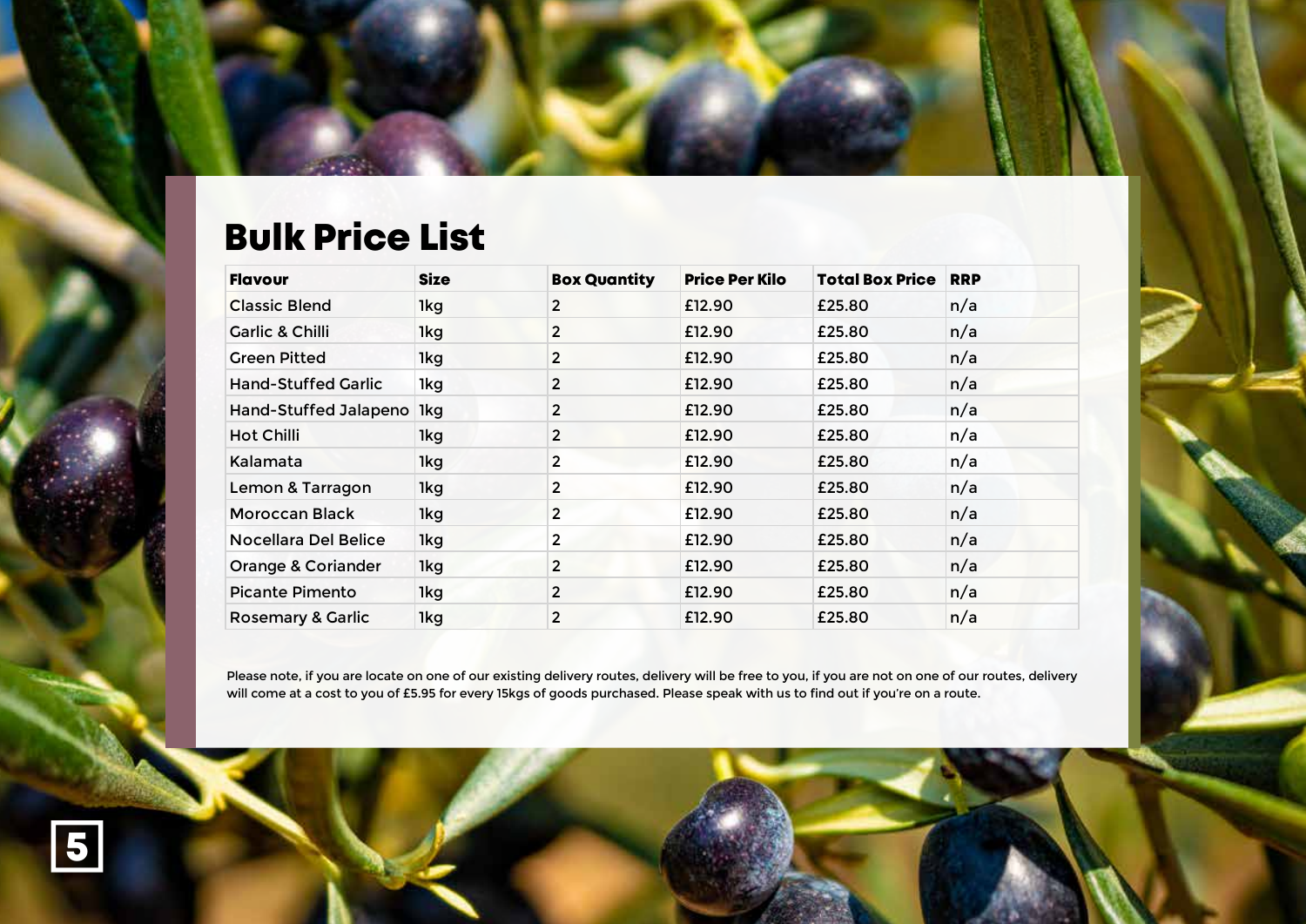# Bulk Price List

| Flavour | Size | Box Quantity | Price Per Kilo | Total Box Price | RRP |
|---|---|---|---|---|---|
| Classic Blend | 1kg | 2 | £12.90 | £25.80 | n/a |
| Garlic & Chilli | 1kg | 2 | £12.90 | £25.80 | n/a |
| Green Pitted | 1kg | 2 | £12.90 | £25.80 | n/a |
| Hand-Stuffed Garlic | 1kg | 2 | £12.90 | £25.80 | n/a |
| Hand-Stuffed Jalapeno | 1kg | 2 | £12.90 | £25.80 | n/a |
| Hot Chilli | 1kg | 2 | £12.90 | £25.80 | n/a |
| Kalamata | 1kg | 2 | £12.90 | £25.80 | n/a |
| Lemon & Tarragon | 1kg | 2 | £12.90 | £25.80 | n/a |
| Moroccan Black | 1kg | 2 | £12.90 | £25.80 | n/a |
| Nocellara Del Belice | 1kg | 2 | £12.90 | £25.80 | n/a |
| Orange & Coriander | 1kg | 2 | £12.90 | £25.80 | n/a |
| Picante Pimento | 1kg | 2 | £12.90 | £25.80 | n/a |
| Rosemary & Garlic | 1kg | 2 | £12.90 | £25.80 | n/a |

Please note, if you are locate on one of our existing delivery routes, delivery will be free to you, if you are not on one of our routes, delivery will come at a cost to you of £5.95 for every 15kgs of goods purchased. Please speak with us to find out if you're on a route.